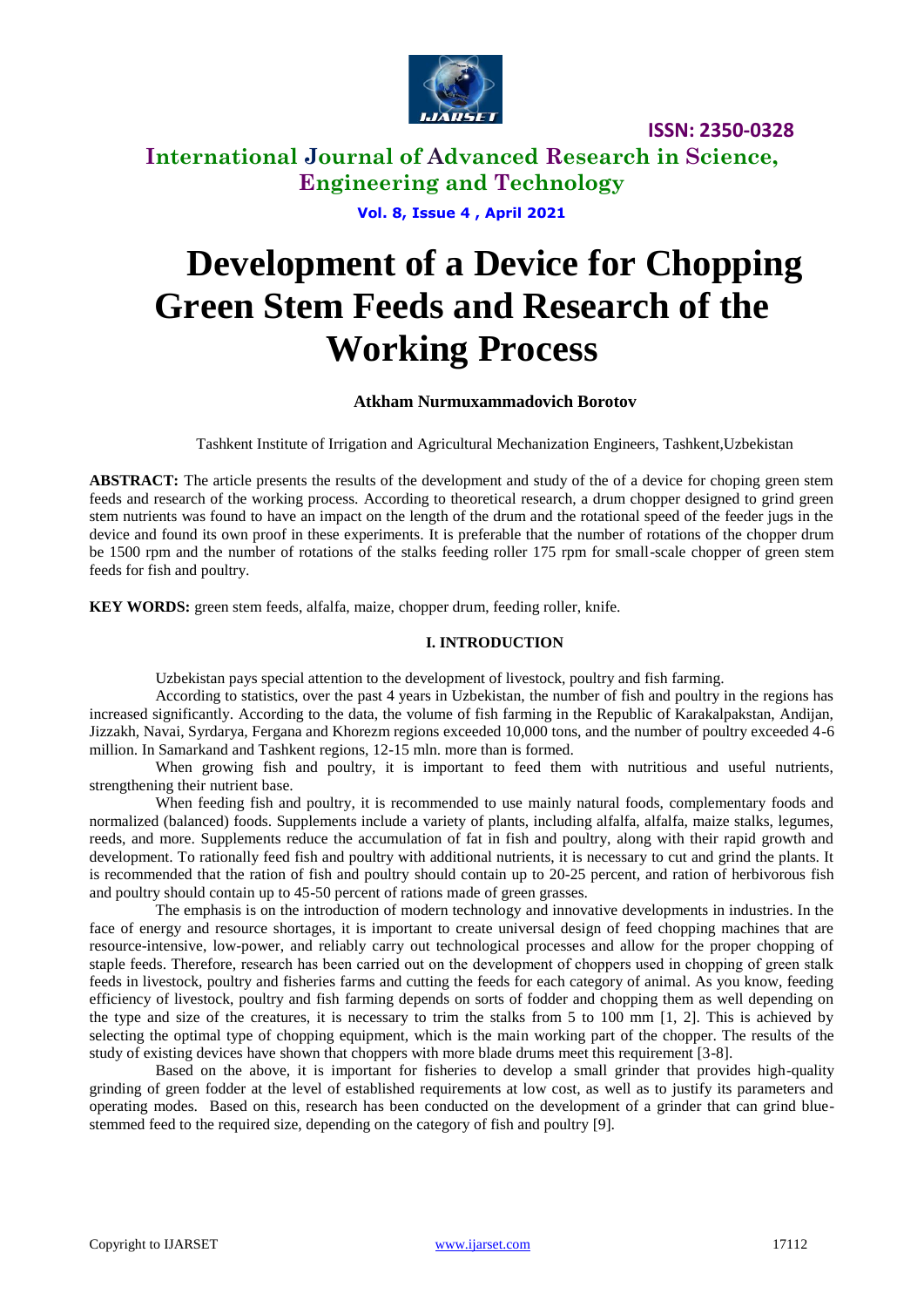# Development of a Device for Chopping Green Stem Feeds and Research of the Working Process

**Atkham Nurmuxammadovich Borotov**

Tashkent Institute of Irrigation and Agricultural Mechanization Engineers, Tashkent,Uzbekistan

**ABSTRACT:** The article presents the results of the development and study of the of a device for choping green stem feeds and research of the working process. According to theoretical research, a drum chopper designed to grind green stem nutrients was found to have an impact on the length of the drum and the rotational speed of the feeder jugs in the device and found its own proof in these experiments. It is preferable that the number of rotations of the chopper drum be 1500 rpm and the number of rotations of the stalks feeding roller 175 rpm for small-scale chopper of green stem feeds for fish and poultry.

**KEY WORDS:** green stem feeds, alfalfa, maize, chopper drum, feeding roller, knife.

## I. INTRODUCTION

Uzbekistan pays special attention to the development of livestock, poultry and fish farming.

According to statistics, over the past 4 years in Uzbekistan, the number of fish and poultry in the regions has increased significantly. According to the data, the volume of fish farming in the Republic of Karakalpakstan, Andijan, Jizzakh, Navai, Syrdarya, Fergana and Khorezm regions exceeded 10,000 tons, and the number of poultry exceeded 4-6 million. In Samarkand and Tashkent regions, 12-15 mln. more than is formed.

When growing fish and poultry, it is important to feed them with nutritious and useful nutrients, strengthening their nutrient base.

When feeding fish and poultry, it is recommended to use mainly natural foods, complementary foods and normalized (balanced) foods. Supplements include a variety of plants, including alfalfa, alfalfa, maize stalks, legumes, reeds, and more. Supplements reduce the accumulation of fat in fish and poultry, along with their rapid growth and development. To rationally feed fish and poultry with additional nutrients, it is necessary to cut and grind the plants. It is recommended that the ration of fish and poultry should contain up to 20-25 percent, and ration of herbivorous fish and poultry should contain up to 45-50 percent of rations made of green grasses.

The emphasis is on the introduction of modern technology and innovative developments in industries. In the face of energy and resource shortages, it is important to create universal design of feed chopping machines that are resource-intensive, low-power, and reliably carry out technological processes and allow for the proper chopping of staple feeds. Therefore, research has been carried out on the development of choppers used in chopping of green stalk feeds in livestock, poultry and fisheries farms and cutting the feeds for each category of animal. As you know, feeding efficiency of livestock, poultry and fish farming depends on sorts of fodder and chopping them as well depending on the type and size of the creatures, it is necessary to trim the stalks from 5 to 100 mm [1, 2]. This is achieved by selecting the optimal type of chopping equipment, which is the main working part of the chopper. The results of the study of existing devices have shown that choppers with more blade drums meet this requirement [3-8].

Based on the above, it is important for fisheries to develop a small grinder that provides high-quality grinding of green fodder at the level of established requirements at low cost, as well as to justify its parameters and operating modes. Based on this, research has been conducted on the development of a grinder that can grind blue-stemmed feed to the required size, depending on the category of fish and poultry [9].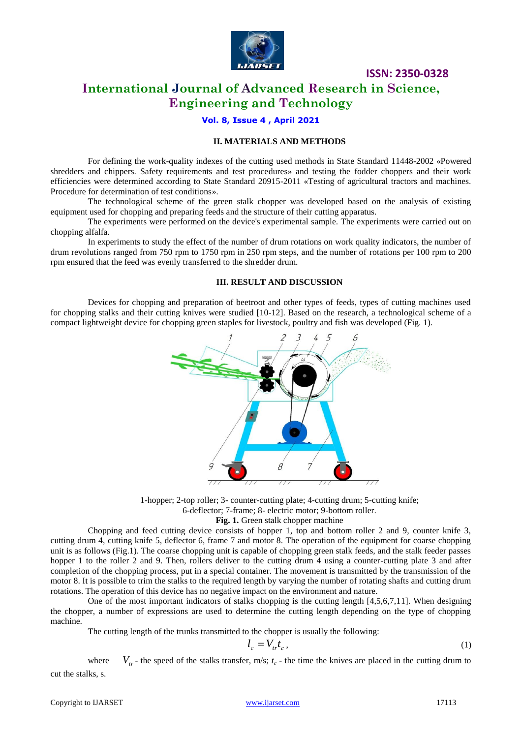## II. MATERIALS AND METHODS

For defining the work-quality indexes of the cutting used methods in State Standard 11448-2002 «Powered shredders and chippers. Safety requirements and test procedures» and testing the fodder choppers and their work efficiencies were determined according to State Standard 20915-2011 «Testing of agricultural tractors and machines. Procedure for determination of test conditions».

The technological scheme of the green stalk chopper was developed based on the analysis of existing equipment used for chopping and preparing feeds and the structure of their cutting apparatus.

The experiments were performed on the device's experimental sample. The experiments were carried out on chopping alfalfa.

In experiments to study the effect of the number of drum rotations on work quality indicators, the number of drum revolutions ranged from 750 rpm to 1750 rpm in 250 rpm steps, and the number of rotations per 100 rpm to 200 rpm ensured that the feed was evenly transferred to the shredder drum.

## III. RESULT AND DISCUSSION

Devices for chopping and preparation of beetroot and other types of feeds, types of cutting machines used for chopping stalks and their cutting knives were studied [10-12]. Based on the research, a technological scheme of a compact lightweight device for chopping green staples for livestock, poultry and fish was developed (Fig. 1).

1-hopper; 2-top roller; 3- counter-cutting plate; 4-cutting drum; 5-cutting knife; 6-deflector; 7-frame; 8- electric motor; 9-bottom roller.

**Fig. 1.** Green stalk chopper machine

Chopping and feed cutting device consists of hopper 1, top and bottom roller 2 and 9, counter knife 3, cutting drum 4, cutting knife 5, deflector 6, frame 7 and motor 8. The operation of the equipment for coarse chopping unit is as follows (Fig.1). The coarse chopping unit is capable of chopping green stalk feeds, and the stalk feeder passes hopper 1 to the roller 2 and 9. Then, rollers deliver to the cutting drum 4 using a counter-cutting plate 3 and after completion of the chopping process, put in a special container. The movement is transmitted by the transmission of the motor 8. It is possible to trim the stalks to the required length by varying the number of rotating shafts and cutting drum rotations. The operation of this device has no negative impact on the environment and nature.

One of the most important indicators of stalks chopping is the cutting length [4,5,6,7,11]. When designing the chopper, a number of expressions are used to determine the cutting length depending on the type of chopping machine.

The cutting length of the trunks transmitted to the chopper is usually the following:

$$l_c = V_{tr} t_c , \tag{1}$$

where $V_{tr}$ - the speed of the stalks transfer, m/s; $t_c$ - the time the knives are placed in the cutting drum to cut the stalks, s.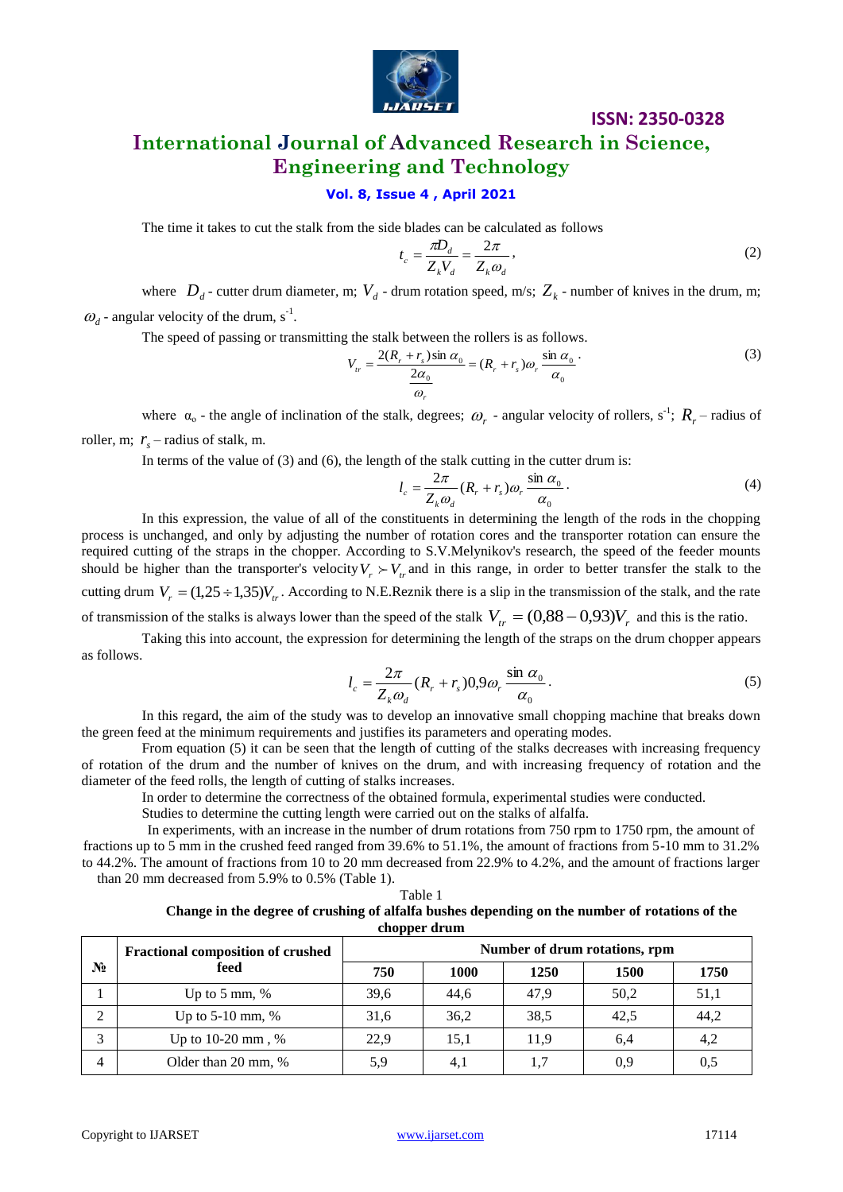The time it takes to cut the stalk from the side blades can be calculated as follows

$$t_c = \frac{\pi D_d}{Z_k V_d} = \frac{2\pi}{Z_k \omega_d}, \tag{2}$$

where $D_d$ - cutter drum diameter, m; $V_d$ - drum rotation speed, m/s; $Z_k$ - number of knives in the drum, m; $\omega_d$ - angular velocity of the drum, $s^{-1}$.

The speed of passing or transmitting the stalk between the rollers is as follows.

$$V_{tr} = \frac{2(R_r + r_s)\sin\alpha_0}{\dfrac{2\alpha_0}{\omega_r}} = (R_r + r_s)\omega_r \frac{\sin\alpha_0}{\alpha_0}. \tag{3}$$

where $\alpha_o$ - the angle of inclination of the stalk, degrees; $\omega_r$ - angular velocity of rollers, $s^{-1}$; $R_r$ – radius of roller, m; $r_s$ – radius of stalk, m.

In terms of the value of (3) and (6), the length of the stalk cutting in the cutter drum is:

$$l_c = \frac{2\pi}{Z_k \omega_d}(R_r + r_s)\omega_r \frac{\sin\alpha_0}{\alpha_0}. \tag{4}$$

In this expression, the value of all of the constituents in determining the length of the rods in the chopping process is unchanged, and only by adjusting the number of rotation cores and the transporter rotation can ensure the required cutting of the straps in the chopper. According to S.V.Melynikov's research, the speed of the feeder mounts should be higher than the transporter's velocity $V_r \succ V_{tr}$ and in this range, in order to better transfer the stalk to the cutting drum $V_r = (1{,}25 \div 1{,}35)V_{tr}$. According to N.E.Reznik there is a slip in the transmission of the stalk, and the rate of transmission of the stalks is always lower than the speed of the stalk $V_{tr} = (0{,}88 - 0{,}93)V_r$ and this is the ratio.

Taking this into account, the expression for determining the length of the straps on the drum chopper appears as follows.

$$l_c = \frac{2\pi}{Z_k \omega_d}(R_r + r_s)0{,}9\omega_r \frac{\sin\alpha_0}{\alpha_0}. \tag{5}$$

In this regard, the aim of the study was to develop an innovative small chopping machine that breaks down the green feed at the minimum requirements and justifies its parameters and operating modes.

From equation (5) it can be seen that the length of cutting of the stalks decreases with increasing frequency of rotation of the drum and the number of knives on the drum, and with increasing frequency of rotation and the diameter of the feed rolls, the length of cutting of stalks increases.

In order to determine the correctness of the obtained formula, experimental studies were conducted.

Studies to determine the cutting length were carried out on the stalks of alfalfa.

In experiments, with an increase in the number of drum rotations from 750 rpm to 1750 rpm, the amount of fractions up to 5 mm in the crushed feed ranged from 39.6% to 51.1%, the amount of fractions from 5-10 mm to 31.2% to 44.2%. The amount of fractions from 10 to 20 mm decreased from 22.9% to 4.2%, and the amount of fractions larger than 20 mm decreased from 5.9% to 0.5% (Table 1).

Table 1

**Change in the degree of crushing of alfalfa bushes depending on the number of rotations of the chopper drum**

| № | Fractional composition of crushed feed | Number of drum rotations, rpm | | | | |
|---|---|---|---|---|---|---|
| | | 750 | 1000 | 1250 | 1500 | 1750 |
| 1 | Up to 5 mm, % | 39,6 | 44,6 | 47,9 | 50,2 | 51,1 |
| 2 | Up to 5-10 mm, % | 31,6 | 36,2 | 38,5 | 42,5 | 44,2 |
| 3 | Up to 10-20 mm , % | 22,9 | 15,1 | 11,9 | 6,4 | 4,2 |
| 4 | Older than 20 mm, % | 5,9 | 4,1 | 1,7 | 0,9 | 0,5 |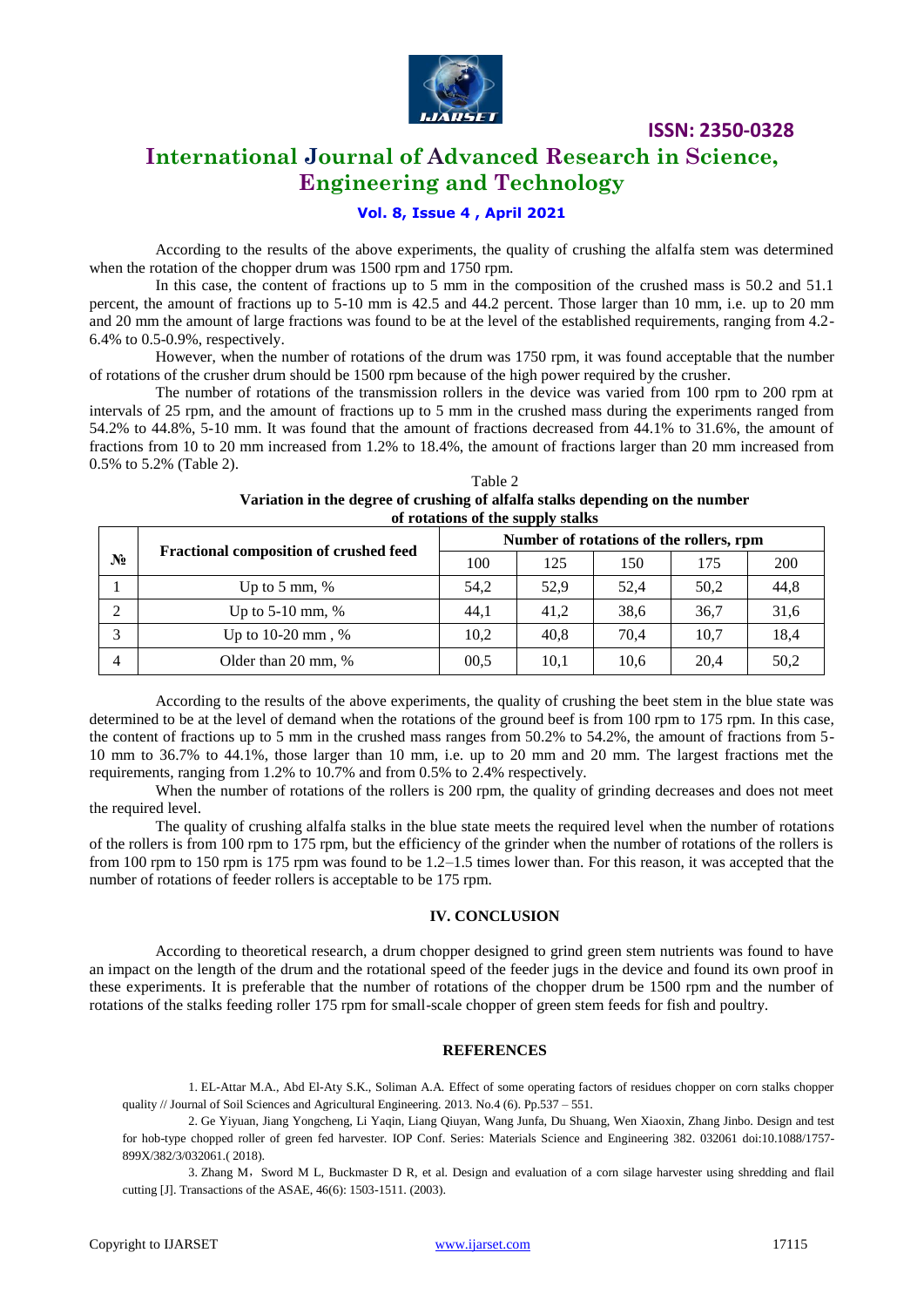According to the results of the above experiments, the quality of crushing the alfalfa stem was determined when the rotation of the chopper drum was 1500 rpm and 1750 rpm.

In this case, the content of fractions up to 5 mm in the composition of the crushed mass is 50.2 and 51.1 percent, the amount of fractions up to 5-10 mm is 42.5 and 44.2 percent. Those larger than 10 mm, i.e. up to 20 mm and 20 mm the amount of large fractions was found to be at the level of the established requirements, ranging from 4.2-6.4% to 0.5-0.9%, respectively.

However, when the number of rotations of the drum was 1750 rpm, it was found acceptable that the number of rotations of the crusher drum should be 1500 rpm because of the high power required by the crusher.

The number of rotations of the transmission rollers in the device was varied from 100 rpm to 200 rpm at intervals of 25 rpm, and the amount of fractions up to 5 mm in the crushed mass during the experiments ranged from 54.2% to 44.8%, 5-10 mm. It was found that the amount of fractions decreased from 44.1% to 31.6%, the amount of fractions from 10 to 20 mm increased from 1.2% to 18.4%, the amount of fractions larger than 20 mm increased from 0.5% to 5.2% (Table 2).

Table 2

**Variation in the degree of crushing of alfalfa stalks depending on the number of rotations of the supply stalks**

| № | Fractional composition of crushed feed | Number of rotations of the rollers, rpm | | | | |
|---|---|---|---|---|---|---|
| | | 100 | 125 | 150 | 175 | 200 |
| 1 | Up to 5 mm, % | 54,2 | 52,9 | 52,4 | 50,2 | 44,8 |
| 2 | Up to 5-10 mm, % | 44,1 | 41,2 | 38,6 | 36,7 | 31,6 |
| 3 | Up to 10-20 mm , % | 10,2 | 40,8 | 70,4 | 10,7 | 18,4 |
| 4 | Older than 20 mm, % | 00,5 | 10,1 | 10,6 | 20,4 | 50,2 |

According to the results of the above experiments, the quality of crushing the beet stem in the blue state was determined to be at the level of demand when the rotations of the ground beef is from 100 rpm to 175 rpm. In this case, the content of fractions up to 5 mm in the crushed mass ranges from 50.2% to 54.2%, the amount of fractions from 5-10 mm to 36.7% to 44.1%, those larger than 10 mm, i.e. up to 20 mm and 20 mm. The largest fractions met the requirements, ranging from 1.2% to 10.7% and from 0.5% to 2.4% respectively.

When the number of rotations of the rollers is 200 rpm, the quality of grinding decreases and does not meet the required level.

The quality of crushing alfalfa stalks in the blue state meets the required level when the number of rotations of the rollers is from 100 rpm to 175 rpm, but the efficiency of the grinder when the number of rotations of the rollers is from 100 rpm to 150 rpm is 175 rpm was found to be 1.2–1.5 times lower than. For this reason, it was accepted that the number of rotations of feeder rollers is acceptable to be 175 rpm.

## IV. CONCLUSION

According to theoretical research, a drum chopper designed to grind green stem nutrients was found to have an impact on the length of the drum and the rotational speed of the feeder jugs in the device and found its own proof in these experiments. It is preferable that the number of rotations of the chopper drum be 1500 rpm and the number of rotations of the stalks feeding roller 175 rpm for small-scale chopper of green stem feeds for fish and poultry.

## REFERENCES

1. EL-Attar M.A., Abd El-Aty S.K., Soliman A.A. Effect of some operating factors of residues chopper on corn stalks chopper quality // Journal of Soil Sciences and Agricultural Engineering. 2013. No.4 (6). Pp.537 – 551.

2. Ge Yiyuan, Jiang Yongcheng, Li Yaqin, Liang Qiuyan, Wang Junfa, Du Shuang, Wen Xiaoxin, Zhang Jinbo. Design and test for hob-type chopped roller of green fed harvester. IOP Conf. Series: Materials Science and Engineering 382. 032061 doi:10.1088/1757-899X/382/3/032061.( 2018).

3. Zhang M，Sword M L, Buckmaster D R, et al. Design and evaluation of a corn silage harvester using shredding and flail cutting [J]. Transactions of the ASAE, 46(6): 1503-1511. (2003).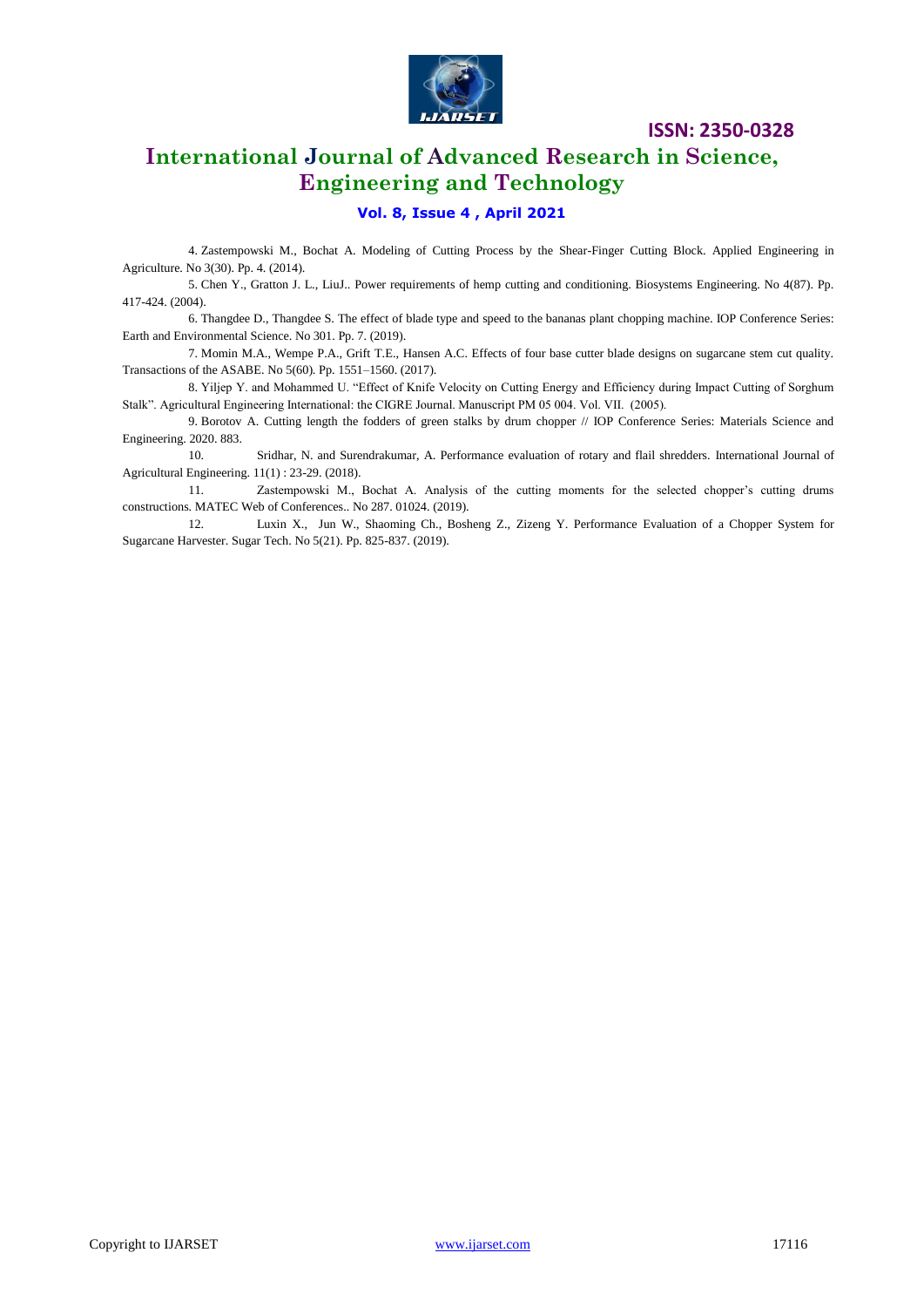4. Zastempowski M., Bochat A. Modeling of Cutting Process by the Shear-Finger Cutting Block. Applied Engineering in Agriculture. No 3(30). Pp. 4. (2014).

5. Chen Y., Gratton J. L., LiuJ.. Power requirements of hemp cutting and conditioning. Biosystems Engineering. No 4(87). Pp. 417-424. (2004).

6. Thangdee D., Thangdee S. The effect of blade type and speed to the bananas plant chopping machine. IOP Conference Series: Earth and Environmental Science. No 301. Pp. 7. (2019).

7. Momin M.A., Wempe P.A., Grift T.E., Hansen A.C. Effects of four base cutter blade designs on sugarcane stem cut quality. Transactions of the ASABE. No 5(60). Pp. 1551–1560. (2017).

8. Yiljep Y. and Mohammed U. "Effect of Knife Velocity on Cutting Energy and Efficiency during Impact Cutting of Sorghum Stalk". Agricultural Engineering International: the CIGRE Journal. Manuscript PM 05 004. Vol. VII. (2005).

9. Borotov A. Cutting length the fodders of green stalks by drum chopper // IOP Conference Series: Materials Science and Engineering. 2020. 883.

10. Sridhar, N. and Surendrakumar, A. Performance evaluation of rotary and flail shredders. International Journal of Agricultural Engineering. 11(1) : 23-29. (2018).

11. Zastempowski M., Bochat A. Analysis of the cutting moments for the selected chopper's cutting drums constructions. MATEC Web of Conferences.. No 287. 01024. (2019).

12. Luxin X., Jun W., Shaoming Ch., Bosheng Z., Zizeng Y. Performance Evaluation of a Chopper System for Sugarcane Harvester. Sugar Tech. No 5(21). Pp. 825-837. (2019).